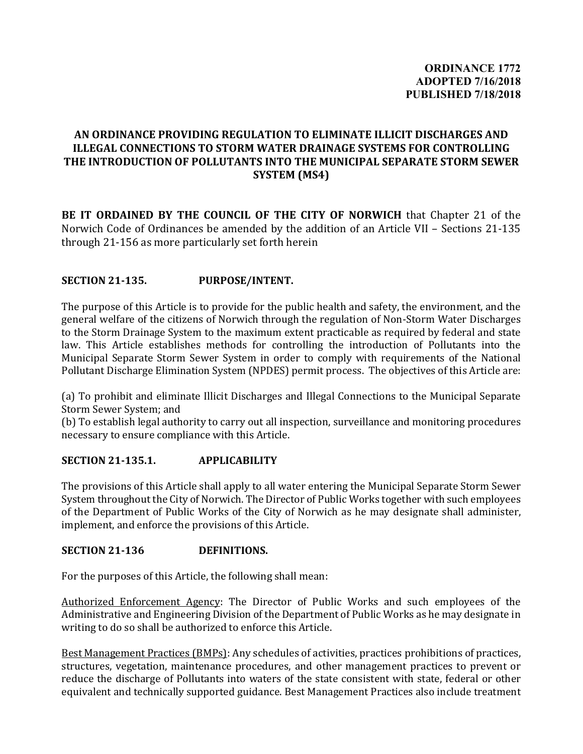**ORDINANCE 1772**
**ADOPTED 7/16/2018**
**PUBLISHED 7/18/2018**

# AN ORDINANCE PROVIDING REGULATION TO ELIMINATE ILLICIT DISCHARGES AND ILLEGAL CONNECTIONS TO STORM WATER DRAINAGE SYSTEMS FOR CONTROLLING THE INTRODUCTION OF POLLUTANTS INTO THE MUNICIPAL SEPARATE STORM SEWER SYSTEM (MS4)

**BE IT ORDAINED BY THE COUNCIL OF THE CITY OF NORWICH** that Chapter 21 of the Norwich Code of Ordinances be amended by the addition of an Article VII – Sections 21-135 through 21-156 as more particularly set forth herein

## SECTION 21-135. PURPOSE/INTENT.

The purpose of this Article is to provide for the public health and safety, the environment, and the general welfare of the citizens of Norwich through the regulation of Non-Storm Water Discharges to the Storm Drainage System to the maximum extent practicable as required by federal and state law. This Article establishes methods for controlling the introduction of Pollutants into the Municipal Separate Storm Sewer System in order to comply with requirements of the National Pollutant Discharge Elimination System (NPDES) permit process. The objectives of this Article are:

(a) To prohibit and eliminate Illicit Discharges and Illegal Connections to the Municipal Separate Storm Sewer System; and
(b) To establish legal authority to carry out all inspection, surveillance and monitoring procedures necessary to ensure compliance with this Article.

## SECTION 21-135.1. APPLICABILITY

The provisions of this Article shall apply to all water entering the Municipal Separate Storm Sewer System throughout the City of Norwich. The Director of Public Works together with such employees of the Department of Public Works of the City of Norwich as he may designate shall administer, implement, and enforce the provisions of this Article.

## SECTION 21-136 DEFINITIONS.

For the purposes of this Article, the following shall mean:

Authorized Enforcement Agency: The Director of Public Works and such employees of the Administrative and Engineering Division of the Department of Public Works as he may designate in writing to do so shall be authorized to enforce this Article.

Best Management Practices (BMPs): Any schedules of activities, practices prohibitions of practices, structures, vegetation, maintenance procedures, and other management practices to prevent or reduce the discharge of Pollutants into waters of the state consistent with state, federal or other equivalent and technically supported guidance. Best Management Practices also include treatment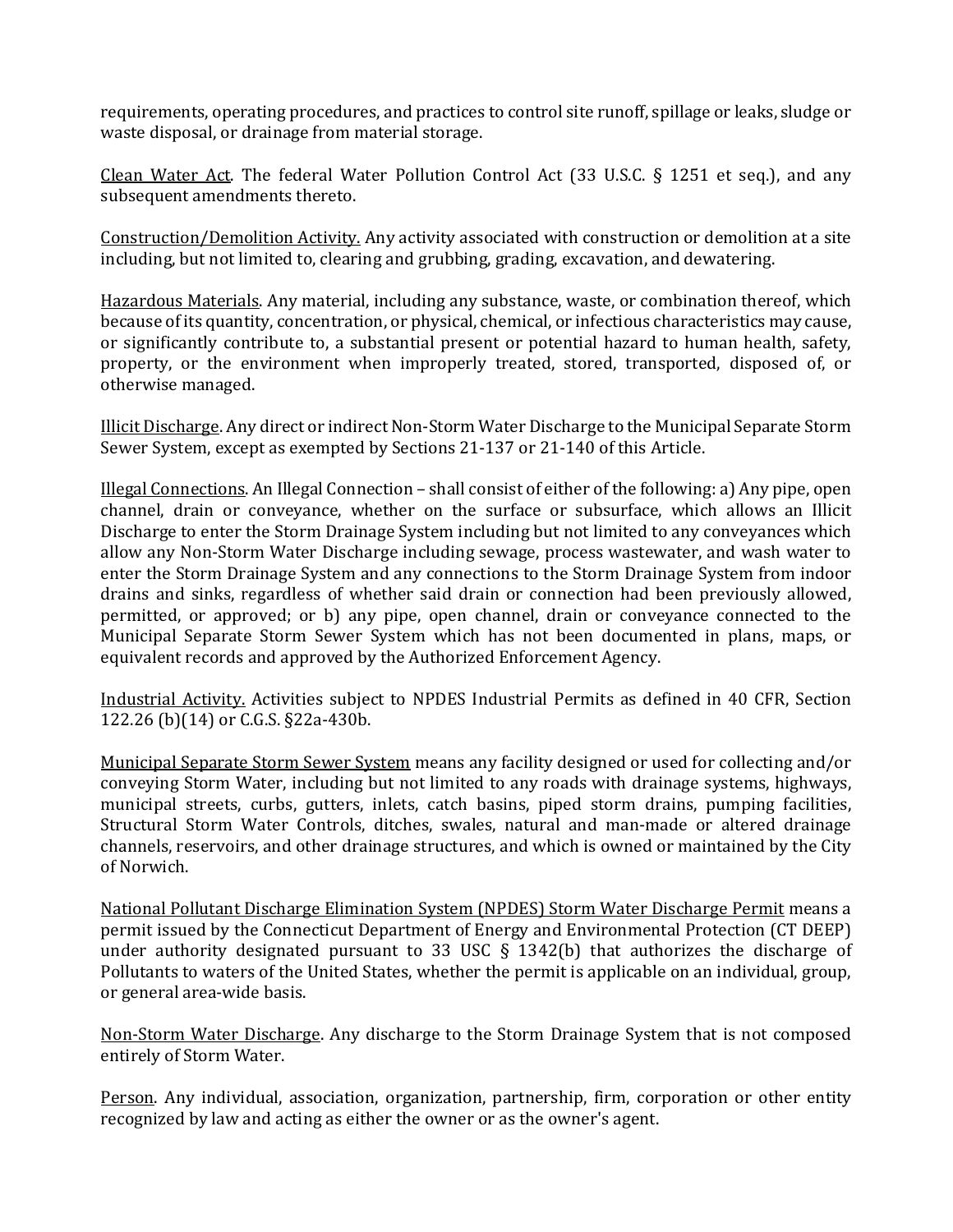requirements, operating procedures, and practices to control site runoff, spillage or leaks, sludge or waste disposal, or drainage from material storage.

Clean Water Act. The federal Water Pollution Control Act (33 U.S.C. § 1251 et seq.), and any subsequent amendments thereto.

Construction/Demolition Activity. Any activity associated with construction or demolition at a site including, but not limited to, clearing and grubbing, grading, excavation, and dewatering.

Hazardous Materials. Any material, including any substance, waste, or combination thereof, which because of its quantity, concentration, or physical, chemical, or infectious characteristics may cause, or significantly contribute to, a substantial present or potential hazard to human health, safety, property, or the environment when improperly treated, stored, transported, disposed of, or otherwise managed.

Illicit Discharge. Any direct or indirect Non-Storm Water Discharge to the Municipal Separate Storm Sewer System, except as exempted by Sections 21-137 or 21-140 of this Article.

Illegal Connections. An Illegal Connection – shall consist of either of the following: a) Any pipe, open channel, drain or conveyance, whether on the surface or subsurface, which allows an Illicit Discharge to enter the Storm Drainage System including but not limited to any conveyances which allow any Non-Storm Water Discharge including sewage, process wastewater, and wash water to enter the Storm Drainage System and any connections to the Storm Drainage System from indoor drains and sinks, regardless of whether said drain or connection had been previously allowed, permitted, or approved; or b) any pipe, open channel, drain or conveyance connected to the Municipal Separate Storm Sewer System which has not been documented in plans, maps, or equivalent records and approved by the Authorized Enforcement Agency.

Industrial Activity. Activities subject to NPDES Industrial Permits as defined in 40 CFR, Section 122.26 (b)(14) or C.G.S. §22a-430b.

Municipal Separate Storm Sewer System means any facility designed or used for collecting and/or conveying Storm Water, including but not limited to any roads with drainage systems, highways, municipal streets, curbs, gutters, inlets, catch basins, piped storm drains, pumping facilities, Structural Storm Water Controls, ditches, swales, natural and man-made or altered drainage channels, reservoirs, and other drainage structures, and which is owned or maintained by the City of Norwich.

National Pollutant Discharge Elimination System (NPDES) Storm Water Discharge Permit means a permit issued by the Connecticut Department of Energy and Environmental Protection (CT DEEP) under authority designated pursuant to 33 USC § 1342(b) that authorizes the discharge of Pollutants to waters of the United States, whether the permit is applicable on an individual, group, or general area-wide basis.

Non-Storm Water Discharge. Any discharge to the Storm Drainage System that is not composed entirely of Storm Water.

Person. Any individual, association, organization, partnership, firm, corporation or other entity recognized by law and acting as either the owner or as the owner's agent.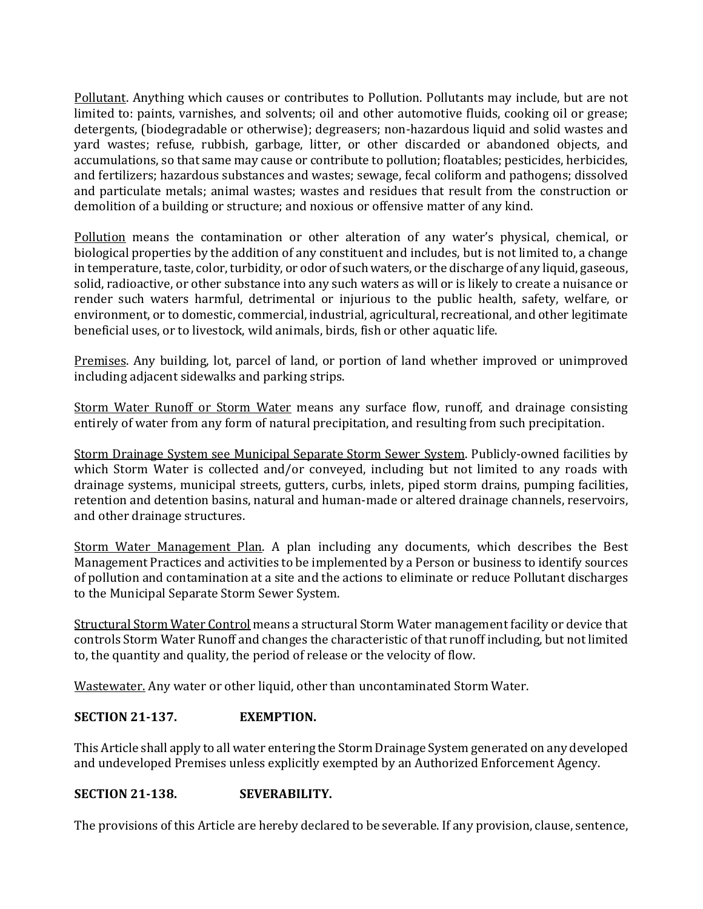Pollutant. Anything which causes or contributes to Pollution. Pollutants may include, but are not limited to: paints, varnishes, and solvents; oil and other automotive fluids, cooking oil or grease; detergents, (biodegradable or otherwise); degreasers; non-hazardous liquid and solid wastes and yard wastes; refuse, rubbish, garbage, litter, or other discarded or abandoned objects, and accumulations, so that same may cause or contribute to pollution; floatables; pesticides, herbicides, and fertilizers; hazardous substances and wastes; sewage, fecal coliform and pathogens; dissolved and particulate metals; animal wastes; wastes and residues that result from the construction or demolition of a building or structure; and noxious or offensive matter of any kind.

Pollution means the contamination or other alteration of any water's physical, chemical, or biological properties by the addition of any constituent and includes, but is not limited to, a change in temperature, taste, color, turbidity, or odor of such waters, or the discharge of any liquid, gaseous, solid, radioactive, or other substance into any such waters as will or is likely to create a nuisance or render such waters harmful, detrimental or injurious to the public health, safety, welfare, or environment, or to domestic, commercial, industrial, agricultural, recreational, and other legitimate beneficial uses, or to livestock, wild animals, birds, fish or other aquatic life.

Premises. Any building, lot, parcel of land, or portion of land whether improved or unimproved including adjacent sidewalks and parking strips.

Storm Water Runoff or Storm Water means any surface flow, runoff, and drainage consisting entirely of water from any form of natural precipitation, and resulting from such precipitation.

Storm Drainage System see Municipal Separate Storm Sewer System. Publicly-owned facilities by which Storm Water is collected and/or conveyed, including but not limited to any roads with drainage systems, municipal streets, gutters, curbs, inlets, piped storm drains, pumping facilities, retention and detention basins, natural and human-made or altered drainage channels, reservoirs, and other drainage structures.

Storm Water Management Plan. A plan including any documents, which describes the Best Management Practices and activities to be implemented by a Person or business to identify sources of pollution and contamination at a site and the actions to eliminate or reduce Pollutant discharges to the Municipal Separate Storm Sewer System.

Structural Storm Water Control means a structural Storm Water management facility or device that controls Storm Water Runoff and changes the characteristic of that runoff including, but not limited to, the quantity and quality, the period of release or the velocity of flow.

Wastewater. Any water or other liquid, other than uncontaminated Storm Water.

**SECTION 21-137. EXEMPTION.**

This Article shall apply to all water entering the Storm Drainage System generated on any developed and undeveloped Premises unless explicitly exempted by an Authorized Enforcement Agency.

**SECTION 21-138. SEVERABILITY.**

The provisions of this Article are hereby declared to be severable. If any provision, clause, sentence,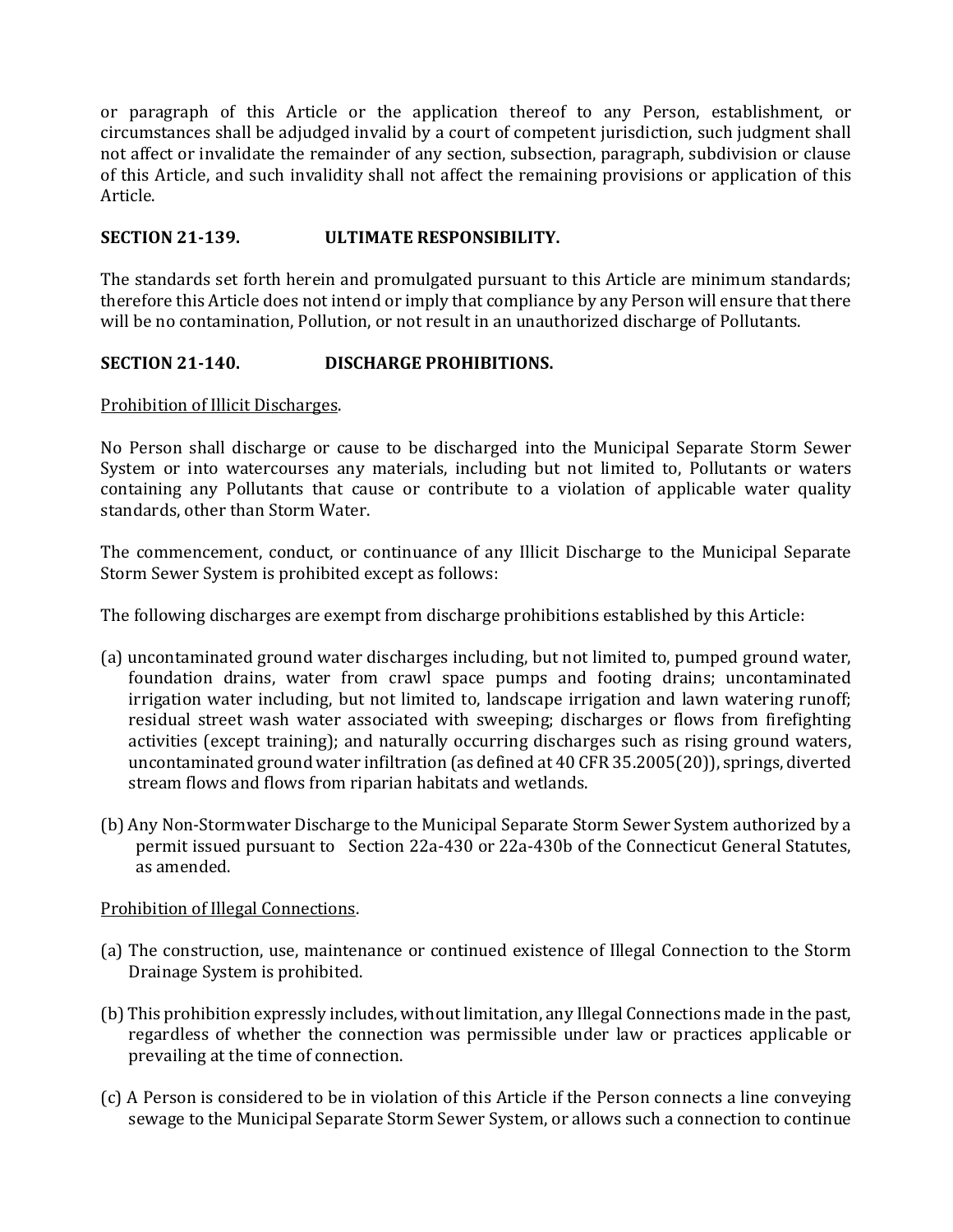or paragraph of this Article or the application thereof to any Person, establishment, or circumstances shall be adjudged invalid by a court of competent jurisdiction, such judgment shall not affect or invalidate the remainder of any section, subsection, paragraph, subdivision or clause of this Article, and such invalidity shall not affect the remaining provisions or application of this Article.

**SECTION 21-139. ULTIMATE RESPONSIBILITY.**

The standards set forth herein and promulgated pursuant to this Article are minimum standards; therefore this Article does not intend or imply that compliance by any Person will ensure that there will be no contamination, Pollution, or not result in an unauthorized discharge of Pollutants.

**SECTION 21-140. DISCHARGE PROHIBITIONS.**

Prohibition of Illicit Discharges.

No Person shall discharge or cause to be discharged into the Municipal Separate Storm Sewer System or into watercourses any materials, including but not limited to, Pollutants or waters containing any Pollutants that cause or contribute to a violation of applicable water quality standards, other than Storm Water.

The commencement, conduct, or continuance of any Illicit Discharge to the Municipal Separate Storm Sewer System is prohibited except as follows:

The following discharges are exempt from discharge prohibitions established by this Article:

(a) uncontaminated ground water discharges including, but not limited to, pumped ground water, foundation drains, water from crawl space pumps and footing drains; uncontaminated irrigation water including, but not limited to, landscape irrigation and lawn watering runoff; residual street wash water associated with sweeping; discharges or flows from firefighting activities (except training); and naturally occurring discharges such as rising ground waters, uncontaminated ground water infiltration (as defined at 40 CFR 35.2005(20)), springs, diverted stream flows and flows from riparian habitats and wetlands.

(b) Any Non-Stormwater Discharge to the Municipal Separate Storm Sewer System authorized by a permit issued pursuant to Section 22a-430 or 22a-430b of the Connecticut General Statutes, as amended.

Prohibition of Illegal Connections.

(a) The construction, use, maintenance or continued existence of Illegal Connection to the Storm Drainage System is prohibited.

(b) This prohibition expressly includes, without limitation, any Illegal Connections made in the past, regardless of whether the connection was permissible under law or practices applicable or prevailing at the time of connection.

(c) A Person is considered to be in violation of this Article if the Person connects a line conveying sewage to the Municipal Separate Storm Sewer System, or allows such a connection to continue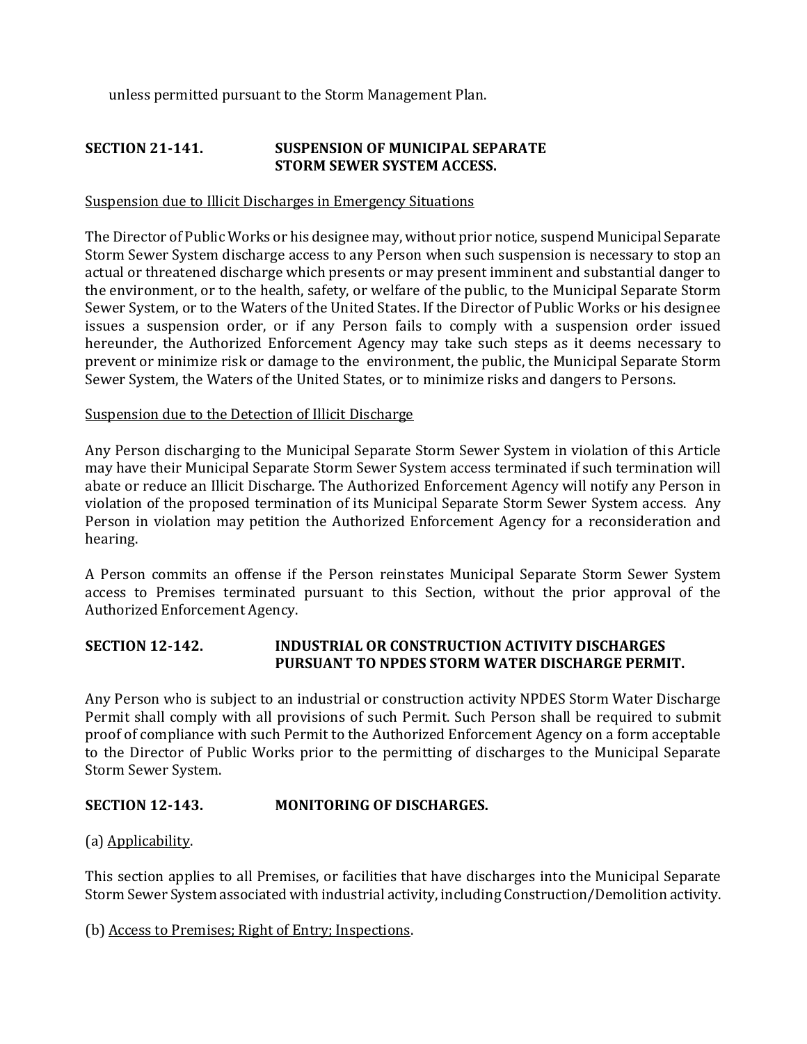unless permitted pursuant to the Storm Management Plan.

## SECTION 21-141. SUSPENSION OF MUNICIPAL SEPARATE STORM SEWER SYSTEM ACCESS.

Suspension due to Illicit Discharges in Emergency Situations

The Director of Public Works or his designee may, without prior notice, suspend Municipal Separate Storm Sewer System discharge access to any Person when such suspension is necessary to stop an actual or threatened discharge which presents or may present imminent and substantial danger to the environment, or to the health, safety, or welfare of the public, to the Municipal Separate Storm Sewer System, or to the Waters of the United States. If the Director of Public Works or his designee issues a suspension order, or if any Person fails to comply with a suspension order issued hereunder, the Authorized Enforcement Agency may take such steps as it deems necessary to prevent or minimize risk or damage to the environment, the public, the Municipal Separate Storm Sewer System, the Waters of the United States, or to minimize risks and dangers to Persons.

Suspension due to the Detection of Illicit Discharge

Any Person discharging to the Municipal Separate Storm Sewer System in violation of this Article may have their Municipal Separate Storm Sewer System access terminated if such termination will abate or reduce an Illicit Discharge. The Authorized Enforcement Agency will notify any Person in violation of the proposed termination of its Municipal Separate Storm Sewer System access. Any Person in violation may petition the Authorized Enforcement Agency for a reconsideration and hearing.

A Person commits an offense if the Person reinstates Municipal Separate Storm Sewer System access to Premises terminated pursuant to this Section, without the prior approval of the Authorized Enforcement Agency.

## SECTION 12-142. INDUSTRIAL OR CONSTRUCTION ACTIVITY DISCHARGES PURSUANT TO NPDES STORM WATER DISCHARGE PERMIT.

Any Person who is subject to an industrial or construction activity NPDES Storm Water Discharge Permit shall comply with all provisions of such Permit. Such Person shall be required to submit proof of compliance with such Permit to the Authorized Enforcement Agency on a form acceptable to the Director of Public Works prior to the permitting of discharges to the Municipal Separate Storm Sewer System.

## SECTION 12-143. MONITORING OF DISCHARGES.

(a) Applicability.

This section applies to all Premises, or facilities that have discharges into the Municipal Separate Storm Sewer System associated with industrial activity, including Construction/Demolition activity.

(b) Access to Premises; Right of Entry; Inspections.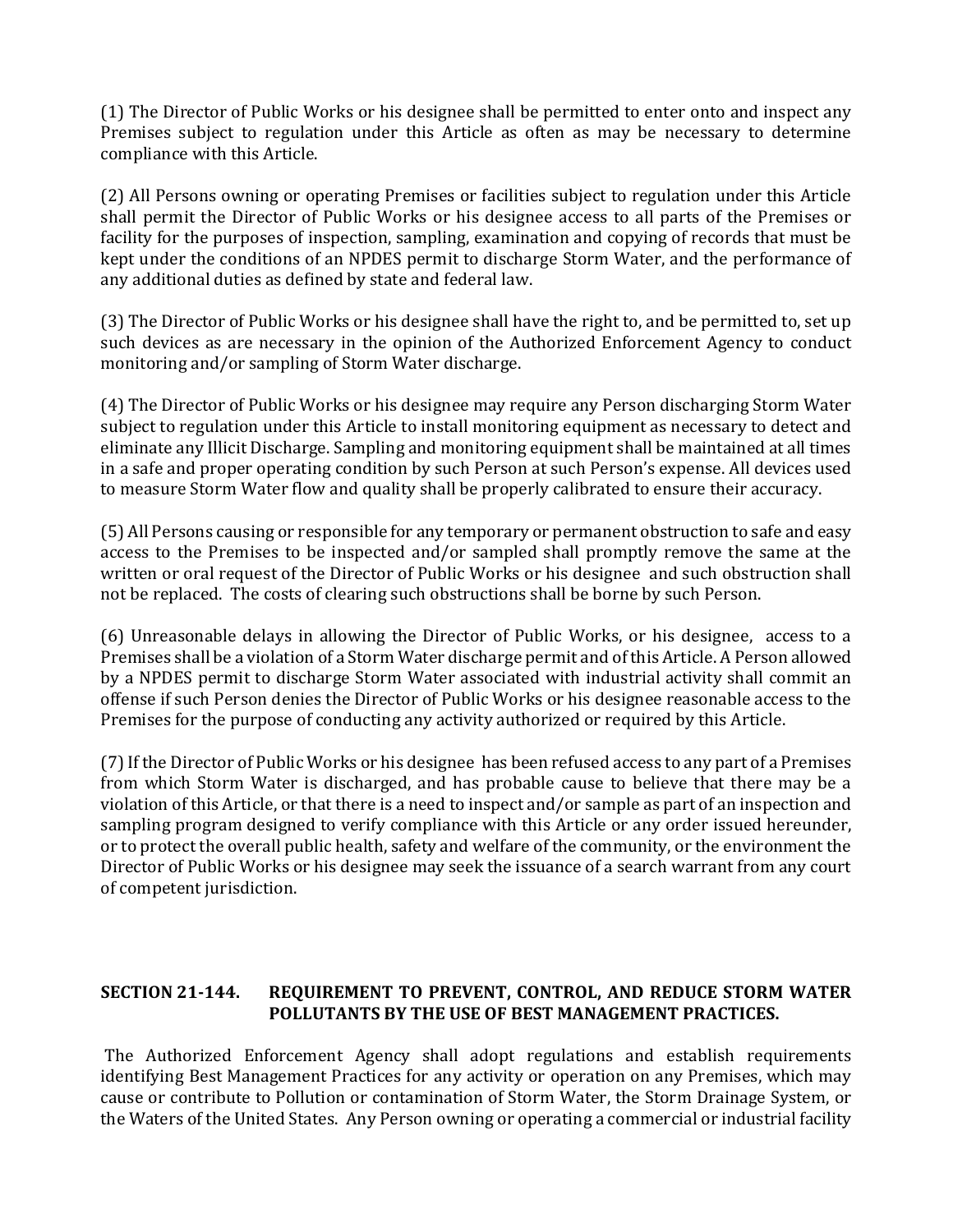(1) The Director of Public Works or his designee shall be permitted to enter onto and inspect any Premises subject to regulation under this Article as often as may be necessary to determine compliance with this Article.

(2) All Persons owning or operating Premises or facilities subject to regulation under this Article shall permit the Director of Public Works or his designee access to all parts of the Premises or facility for the purposes of inspection, sampling, examination and copying of records that must be kept under the conditions of an NPDES permit to discharge Storm Water, and the performance of any additional duties as defined by state and federal law.

(3) The Director of Public Works or his designee shall have the right to, and be permitted to, set up such devices as are necessary in the opinion of the Authorized Enforcement Agency to conduct monitoring and/or sampling of Storm Water discharge.

(4) The Director of Public Works or his designee may require any Person discharging Storm Water subject to regulation under this Article to install monitoring equipment as necessary to detect and eliminate any Illicit Discharge. Sampling and monitoring equipment shall be maintained at all times in a safe and proper operating condition by such Person at such Person's expense. All devices used to measure Storm Water flow and quality shall be properly calibrated to ensure their accuracy.

(5) All Persons causing or responsible for any temporary or permanent obstruction to safe and easy access to the Premises to be inspected and/or sampled shall promptly remove the same at the written or oral request of the Director of Public Works or his designee and such obstruction shall not be replaced. The costs of clearing such obstructions shall be borne by such Person.

(6) Unreasonable delays in allowing the Director of Public Works, or his designee, access to a Premises shall be a violation of a Storm Water discharge permit and of this Article. A Person allowed by a NPDES permit to discharge Storm Water associated with industrial activity shall commit an offense if such Person denies the Director of Public Works or his designee reasonable access to the Premises for the purpose of conducting any activity authorized or required by this Article.

(7) If the Director of Public Works or his designee has been refused access to any part of a Premises from which Storm Water is discharged, and has probable cause to believe that there may be a violation of this Article, or that there is a need to inspect and/or sample as part of an inspection and sampling program designed to verify compliance with this Article or any order issued hereunder, or to protect the overall public health, safety and welfare of the community, or the environment the Director of Public Works or his designee may seek the issuance of a search warrant from any court of competent jurisdiction.

## SECTION 21-144. REQUIREMENT TO PREVENT, CONTROL, AND REDUCE STORM WATER POLLUTANTS BY THE USE OF BEST MANAGEMENT PRACTICES.

The Authorized Enforcement Agency shall adopt regulations and establish requirements identifying Best Management Practices for any activity or operation on any Premises, which may cause or contribute to Pollution or contamination of Storm Water, the Storm Drainage System, or the Waters of the United States. Any Person owning or operating a commercial or industrial facility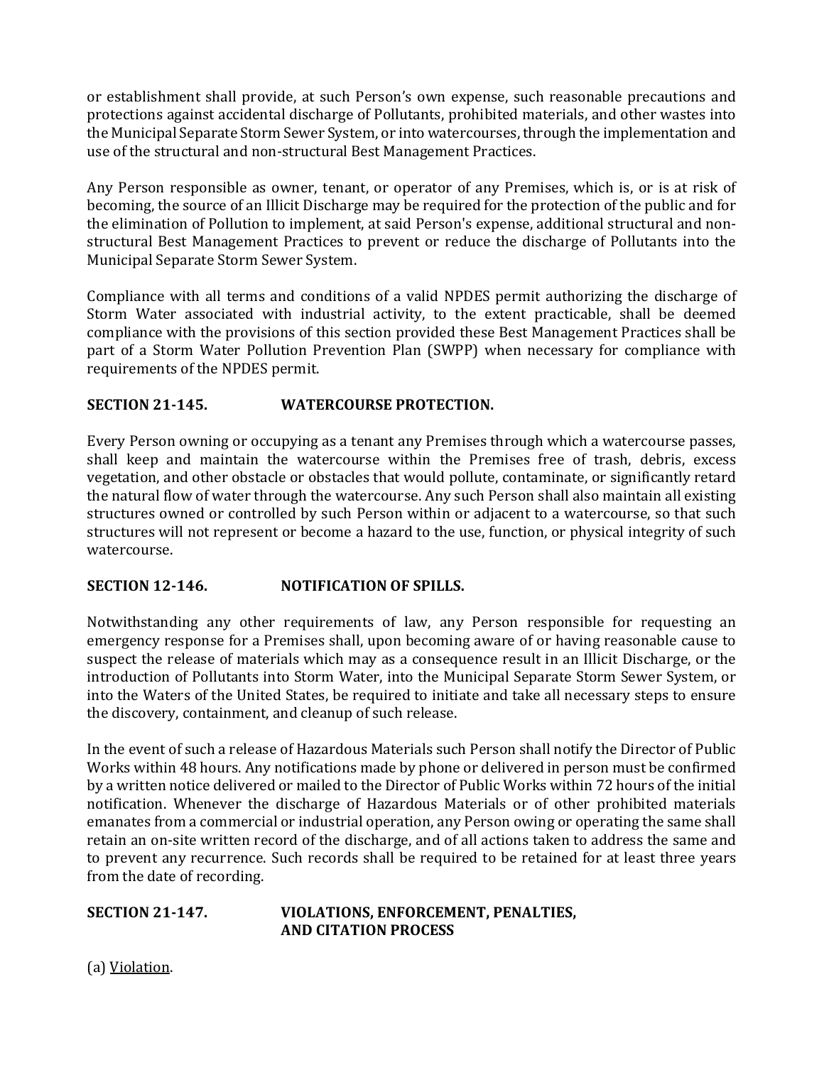or establishment shall provide, at such Person's own expense, such reasonable precautions and protections against accidental discharge of Pollutants, prohibited materials, and other wastes into the Municipal Separate Storm Sewer System, or into watercourses, through the implementation and use of the structural and non-structural Best Management Practices.

Any Person responsible as owner, tenant, or operator of any Premises, which is, or is at risk of becoming, the source of an Illicit Discharge may be required for the protection of the public and for the elimination of Pollution to implement, at said Person's expense, additional structural and non-structural Best Management Practices to prevent or reduce the discharge of Pollutants into the Municipal Separate Storm Sewer System.

Compliance with all terms and conditions of a valid NPDES permit authorizing the discharge of Storm Water associated with industrial activity, to the extent practicable, shall be deemed compliance with the provisions of this section provided these Best Management Practices shall be part of a Storm Water Pollution Prevention Plan (SWPP) when necessary for compliance with requirements of the NPDES permit.

**SECTION 21-145. WATERCOURSE PROTECTION.**

Every Person owning or occupying as a tenant any Premises through which a watercourse passes, shall keep and maintain the watercourse within the Premises free of trash, debris, excess vegetation, and other obstacle or obstacles that would pollute, contaminate, or significantly retard the natural flow of water through the watercourse. Any such Person shall also maintain all existing structures owned or controlled by such Person within or adjacent to a watercourse, so that such structures will not represent or become a hazard to the use, function, or physical integrity of such watercourse.

**SECTION 12-146. NOTIFICATION OF SPILLS.**

Notwithstanding any other requirements of law, any Person responsible for requesting an emergency response for a Premises shall, upon becoming aware of or having reasonable cause to suspect the release of materials which may as a consequence result in an Illicit Discharge, or the introduction of Pollutants into Storm Water, into the Municipal Separate Storm Sewer System, or into the Waters of the United States, be required to initiate and take all necessary steps to ensure the discovery, containment, and cleanup of such release.

In the event of such a release of Hazardous Materials such Person shall notify the Director of Public Works within 48 hours. Any notifications made by phone or delivered in person must be confirmed by a written notice delivered or mailed to the Director of Public Works within 72 hours of the initial notification. Whenever the discharge of Hazardous Materials or of other prohibited materials emanates from a commercial or industrial operation, any Person owing or operating the same shall retain an on-site written record of the discharge, and of all actions taken to address the same and to prevent any recurrence. Such records shall be required to be retained for at least three years from the date of recording.

**SECTION 21-147. VIOLATIONS, ENFORCEMENT, PENALTIES, AND CITATION PROCESS**

(a) Violation.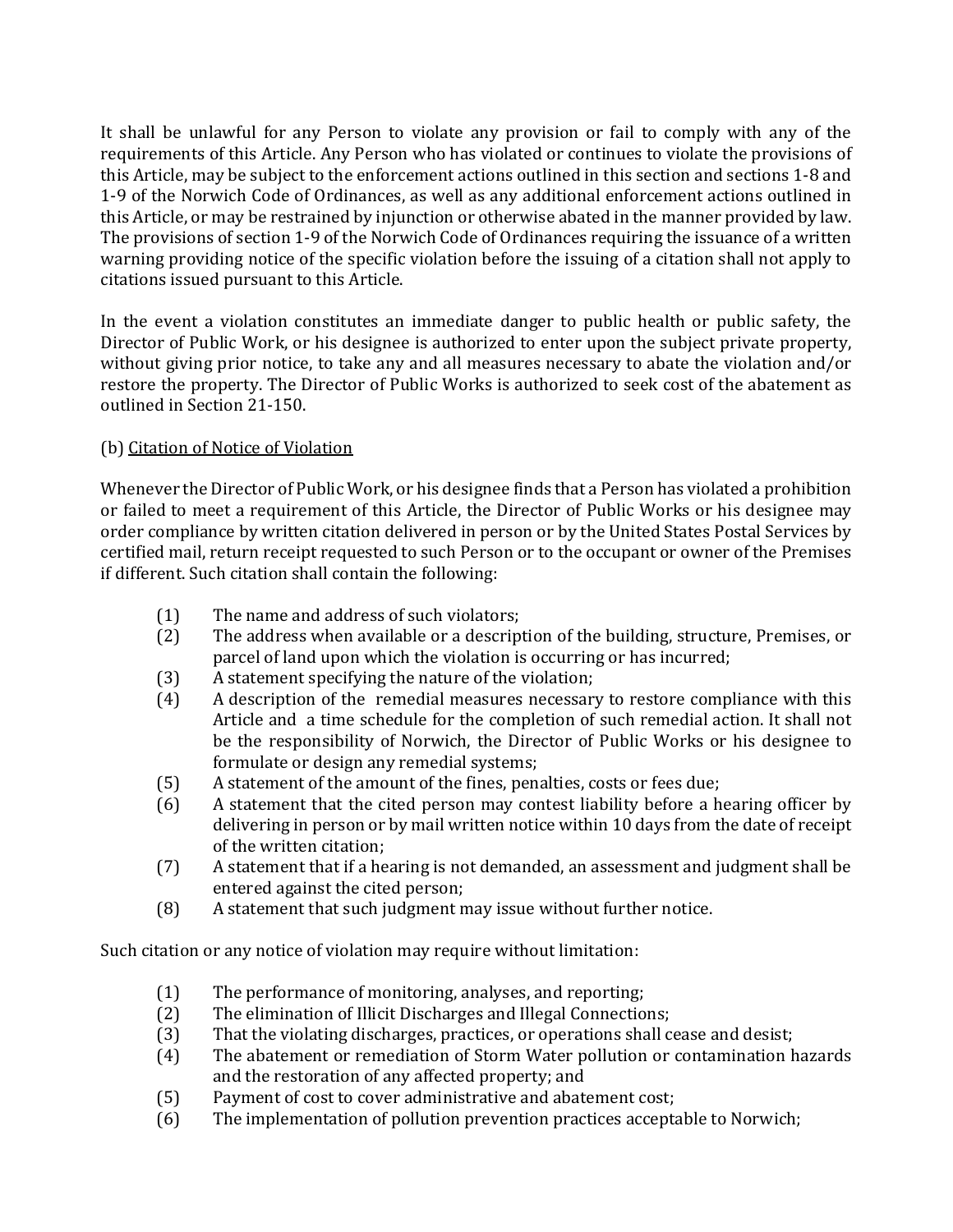It shall be unlawful for any Person to violate any provision or fail to comply with any of the requirements of this Article. Any Person who has violated or continues to violate the provisions of this Article, may be subject to the enforcement actions outlined in this section and sections 1-8 and 1-9 of the Norwich Code of Ordinances, as well as any additional enforcement actions outlined in this Article, or may be restrained by injunction or otherwise abated in the manner provided by law. The provisions of section 1-9 of the Norwich Code of Ordinances requiring the issuance of a written warning providing notice of the specific violation before the issuing of a citation shall not apply to citations issued pursuant to this Article.

In the event a violation constitutes an immediate danger to public health or public safety, the Director of Public Work, or his designee is authorized to enter upon the subject private property, without giving prior notice, to take any and all measures necessary to abate the violation and/or restore the property. The Director of Public Works is authorized to seek cost of the abatement as outlined in Section 21-150.

(b) Citation of Notice of Violation

Whenever the Director of Public Work, or his designee finds that a Person has violated a prohibition or failed to meet a requirement of this Article, the Director of Public Works or his designee may order compliance by written citation delivered in person or by the United States Postal Services by certified mail, return receipt requested to such Person or to the occupant or owner of the Premises if different. Such citation shall contain the following:

(1) The name and address of such violators;
(2) The address when available or a description of the building, structure, Premises, or parcel of land upon which the violation is occurring or has incurred;
(3) A statement specifying the nature of the violation;
(4) A description of the remedial measures necessary to restore compliance with this Article and a time schedule for the completion of such remedial action. It shall not be the responsibility of Norwich, the Director of Public Works or his designee to formulate or design any remedial systems;
(5) A statement of the amount of the fines, penalties, costs or fees due;
(6) A statement that the cited person may contest liability before a hearing officer by delivering in person or by mail written notice within 10 days from the date of receipt of the written citation;
(7) A statement that if a hearing is not demanded, an assessment and judgment shall be entered against the cited person;
(8) A statement that such judgment may issue without further notice.

Such citation or any notice of violation may require without limitation:

(1) The performance of monitoring, analyses, and reporting;
(2) The elimination of Illicit Discharges and Illegal Connections;
(3) That the violating discharges, practices, or operations shall cease and desist;
(4) The abatement or remediation of Storm Water pollution or contamination hazards and the restoration of any affected property; and
(5) Payment of cost to cover administrative and abatement cost;
(6) The implementation of pollution prevention practices acceptable to Norwich;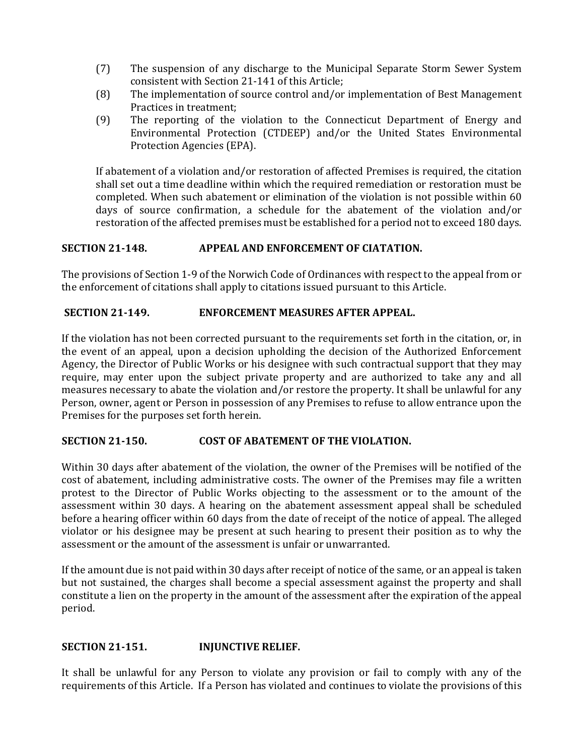(7) The suspension of any discharge to the Municipal Separate Storm Sewer System consistent with Section 21-141 of this Article;

(8) The implementation of source control and/or implementation of Best Management Practices in treatment;

(9) The reporting of the violation to the Connecticut Department of Energy and Environmental Protection (CTDEEP) and/or the United States Environmental Protection Agencies (EPA).

If abatement of a violation and/or restoration of affected Premises is required, the citation shall set out a time deadline within which the required remediation or restoration must be completed. When such abatement or elimination of the violation is not possible within 60 days of source confirmation, a schedule for the abatement of the violation and/or restoration of the affected premises must be established for a period not to exceed 180 days.

**SECTION 21-148. APPEAL AND ENFORCEMENT OF CIATATION.**

The provisions of Section 1-9 of the Norwich Code of Ordinances with respect to the appeal from or the enforcement of citations shall apply to citations issued pursuant to this Article.

**SECTION 21-149. ENFORCEMENT MEASURES AFTER APPEAL.**

If the violation has not been corrected pursuant to the requirements set forth in the citation, or, in the event of an appeal, upon a decision upholding the decision of the Authorized Enforcement Agency, the Director of Public Works or his designee with such contractual support that they may require, may enter upon the subject private property and are authorized to take any and all measures necessary to abate the violation and/or restore the property. It shall be unlawful for any Person, owner, agent or Person in possession of any Premises to refuse to allow entrance upon the Premises for the purposes set forth herein.

**SECTION 21-150. COST OF ABATEMENT OF THE VIOLATION.**

Within 30 days after abatement of the violation, the owner of the Premises will be notified of the cost of abatement, including administrative costs. The owner of the Premises may file a written protest to the Director of Public Works objecting to the assessment or to the amount of the assessment within 30 days. A hearing on the abatement assessment appeal shall be scheduled before a hearing officer within 60 days from the date of receipt of the notice of appeal. The alleged violator or his designee may be present at such hearing to present their position as to why the assessment or the amount of the assessment is unfair or unwarranted.

If the amount due is not paid within 30 days after receipt of notice of the same, or an appeal is taken but not sustained, the charges shall become a special assessment against the property and shall constitute a lien on the property in the amount of the assessment after the expiration of the appeal period.

**SECTION 21-151. INJUNCTIVE RELIEF.**

It shall be unlawful for any Person to violate any provision or fail to comply with any of the requirements of this Article. If a Person has violated and continues to violate the provisions of this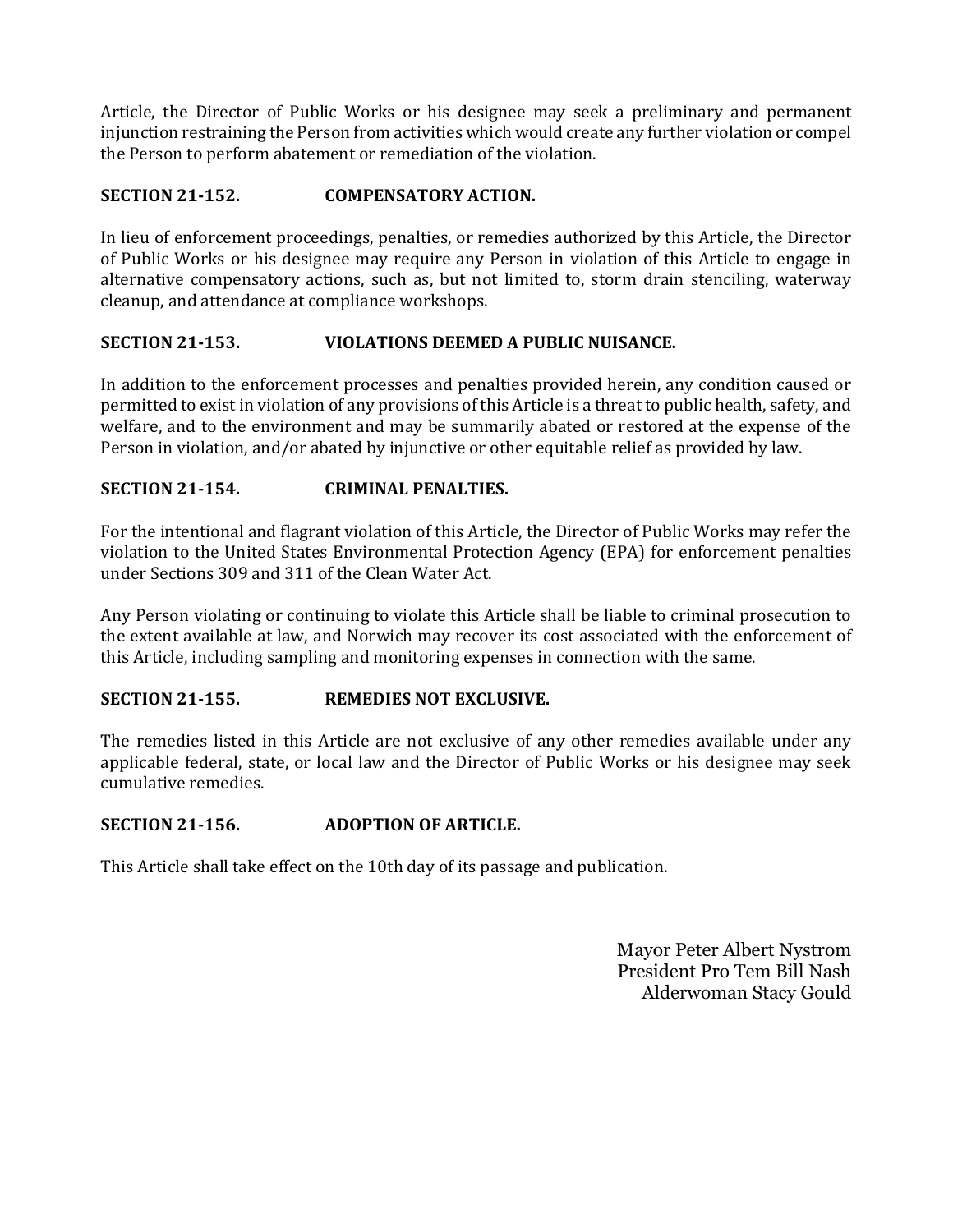Article, the Director of Public Works or his designee may seek a preliminary and permanent injunction restraining the Person from activities which would create any further violation or compel the Person to perform abatement or remediation of the violation.

**SECTION 21-152. COMPENSATORY ACTION.**

In lieu of enforcement proceedings, penalties, or remedies authorized by this Article, the Director of Public Works or his designee may require any Person in violation of this Article to engage in alternative compensatory actions, such as, but not limited to, storm drain stenciling, waterway cleanup, and attendance at compliance workshops.

**SECTION 21-153. VIOLATIONS DEEMED A PUBLIC NUISANCE.**

In addition to the enforcement processes and penalties provided herein, any condition caused or permitted to exist in violation of any provisions of this Article is a threat to public health, safety, and welfare, and to the environment and may be summarily abated or restored at the expense of the Person in violation, and/or abated by injunctive or other equitable relief as provided by law.

**SECTION 21-154. CRIMINAL PENALTIES.**

For the intentional and flagrant violation of this Article, the Director of Public Works may refer the violation to the United States Environmental Protection Agency (EPA) for enforcement penalties under Sections 309 and 311 of the Clean Water Act.

Any Person violating or continuing to violate this Article shall be liable to criminal prosecution to the extent available at law, and Norwich may recover its cost associated with the enforcement of this Article, including sampling and monitoring expenses in connection with the same.

**SECTION 21-155. REMEDIES NOT EXCLUSIVE.**

The remedies listed in this Article are not exclusive of any other remedies available under any applicable federal, state, or local law and the Director of Public Works or his designee may seek cumulative remedies.

**SECTION 21-156. ADOPTION OF ARTICLE.**

This Article shall take effect on the 10th day of its passage and publication.

Mayor Peter Albert Nystrom
President Pro Tem Bill Nash
Alderwoman Stacy Gould